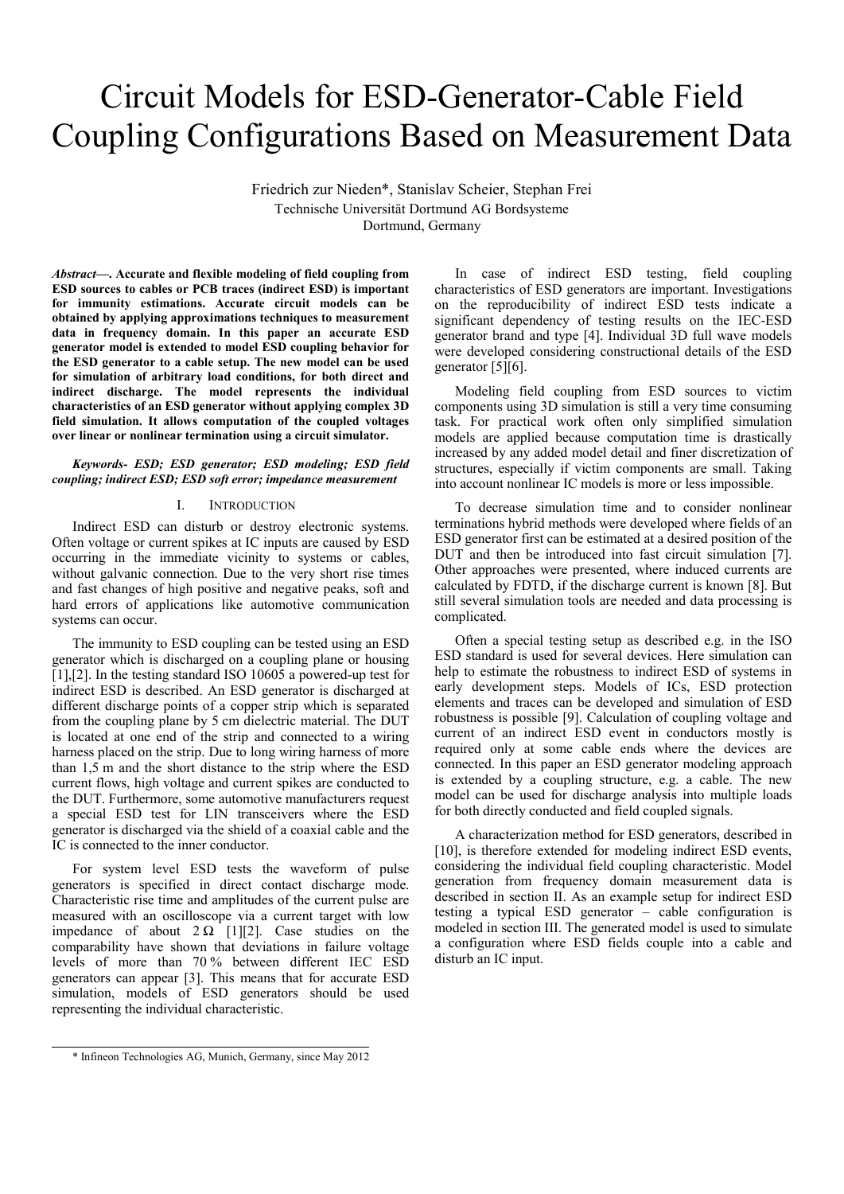# Circuit Models for ESD-Generator-Cable Field Coupling Configurations Based on Measurement Data

Friedrich zur Nieden*, Stanislav Scheier, Stephan Frei
Technische Universität Dortmund AG Bordsysteme
Dortmund, Germany

***Abstract*—. Accurate and flexible modeling of field coupling from ESD sources to cables or PCB traces (indirect ESD) is important for immunity estimations. Accurate circuit models can be obtained by applying approximations techniques to measurement data in frequency domain. In this paper an accurate ESD generator model is extended to model ESD coupling behavior for the ESD generator to a cable setup. The new model can be used for simulation of arbitrary load conditions, for both direct and indirect discharge. The model represents the individual characteristics of an ESD generator without applying complex 3D field simulation. It allows computation of the coupled voltages over linear or nonlinear termination using a circuit simulator.**

***Keywords- ESD; ESD generator; ESD modeling; ESD field coupling; indirect ESD; ESD soft error; impedance measurement***

## I. Introduction

Indirect ESD can disturb or destroy electronic systems. Often voltage or current spikes at IC inputs are caused by ESD occurring in the immediate vicinity to systems or cables, without galvanic connection. Due to the very short rise times and fast changes of high positive and negative peaks, soft and hard errors of applications like automotive communication systems can occur.

The immunity to ESD coupling can be tested using an ESD generator which is discharged on a coupling plane or housing [1],[2]. In the testing standard ISO 10605 a powered-up test for indirect ESD is described. An ESD generator is discharged at different discharge points of a copper strip which is separated from the coupling plane by 5 cm dielectric material. The DUT is located at one end of the strip and connected to a wiring harness placed on the strip. Due to long wiring harness of more than 1,5 m and the short distance to the strip where the ESD current flows, high voltage and current spikes are conducted to the DUT. Furthermore, some automotive manufacturers request a special ESD test for LIN transceivers where the ESD generator is discharged via the shield of a coaxial cable and the IC is connected to the inner conductor.

For system level ESD tests the waveform of pulse generators is specified in direct contact discharge mode. Characteristic rise time and amplitudes of the current pulse are measured with an oscilloscope via a current target with low impedance of about $2\,\Omega$ [1][2]. Case studies on the comparability have shown that deviations in failure voltage levels of more than 70 % between different IEC ESD generators can appear [3]. This means that for accurate ESD simulation, models of ESD generators should be used representing the individual characteristic.

In case of indirect ESD testing, field coupling characteristics of ESD generators are important. Investigations on the reproducibility of indirect ESD tests indicate a significant dependency of testing results on the IEC-ESD generator brand and type [4]. Individual 3D full wave models were developed considering constructional details of the ESD generator [5][6].

Modeling field coupling from ESD sources to victim components using 3D simulation is still a very time consuming task. For practical work often only simplified simulation models are applied because computation time is drastically increased by any added model detail and finer discretization of structures, especially if victim components are small. Taking into account nonlinear IC models is more or less impossible.

To decrease simulation time and to consider nonlinear terminations hybrid methods were developed where fields of an ESD generator first can be estimated at a desired position of the DUT and then be introduced into fast circuit simulation [7]. Other approaches were presented, where induced currents are calculated by FDTD, if the discharge current is known [8]. But still several simulation tools are needed and data processing is complicated.

Often a special testing setup as described e.g. in the ISO ESD standard is used for several devices. Here simulation can help to estimate the robustness to indirect ESD of systems in early development steps. Models of ICs, ESD protection elements and traces can be developed and simulation of ESD robustness is possible [9]. Calculation of coupling voltage and current of an indirect ESD event in conductors mostly is required only at some cable ends where the devices are connected. In this paper an ESD generator modeling approach is extended by a coupling structure, e.g. a cable. The new model can be used for discharge analysis into multiple loads for both directly conducted and field coupled signals.

A characterization method for ESD generators, described in [10], is therefore extended for modeling indirect ESD events, considering the individual field coupling characteristic. Model generation from frequency domain measurement data is described in section II. As an example setup for indirect ESD testing a typical ESD generator – cable configuration is modeled in section III. The generated model is used to simulate a configuration where ESD fields couple into a cable and disturb an IC input.

---

\* Infineon Technologies AG, Munich, Germany, since May 2012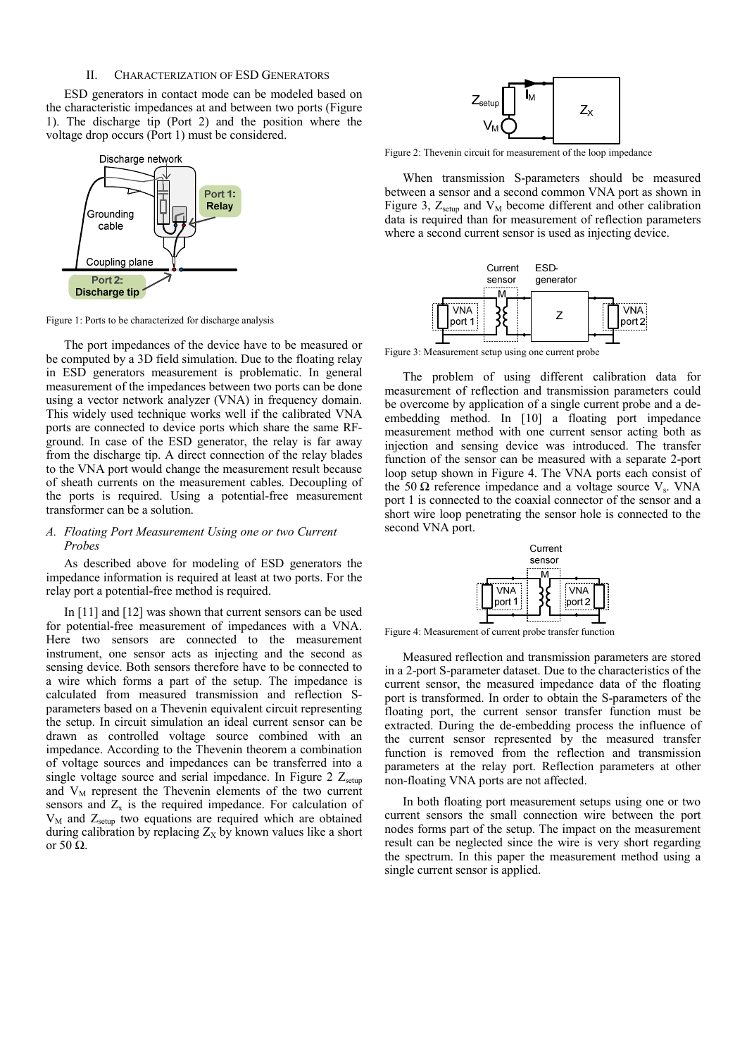## II. CHARACTERIZATION OF ESD GENERATORS

ESD generators in contact mode can be modeled based on the characteristic impedances at and between two ports (Figure 1). The discharge tip (Port 2) and the position where the voltage drop occurs (Port 1) must be considered.

Figure 1: Ports to be characterized for discharge analysis

The port impedances of the device have to be measured or to be computed by a 3D field simulation. Due to the floating relay in ESD generators measurement is problematic. In general measurement of the impedances between two ports can be done using a vector network analyzer (VNA) in frequency domain. This widely used technique works well if the calibrated VNA ports are connected to device ports which share the same RF-ground. In case of the ESD generator, the relay is far away from the discharge tip. A direct connection of the relay blades to the VNA port would change the measurement result because of sheath currents on the measurement cables. Decoupling of the ports is required. Using a potential-free measurement transformer can be a solution.

### *A. Floating Port Measurement Using one or two Current Probes*

As described above for modeling of ESD generators the impedance information is required at least at two ports. For the relay port a potential-free method is required.

In [11] and [12] was shown that current sensors can be used for potential-free measurement of impedances with a VNA. Here two sensors are connected to the measurement instrument, one sensor acts as injecting and the second as sensing device. Both sensors therefore have to be connected to a wire which forms a part of the setup. The impedance is calculated from measured transmission and reflection S-parameters based on a Thevenin equivalent circuit representing the setup. In circuit simulation an ideal current sensor can be drawn as controlled voltage source combined with an impedance. According to the Thevenin theorem a combination of voltage sources and impedances can be transferred into a single voltage source and serial impedance. In Figure 2 $Z_{setup}$ and $V_M$ represent the Thevenin elements of the two current sensors and $Z_x$ is the required impedance. For calculation of $V_M$ and $Z_{setup}$ two equations are required which are obtained during calibration by replacing $Z_X$ by known values like a short or 50 Ω.

Figure 2: Thevenin circuit for measurement of the loop impedance

When transmission S-parameters should be measured between a sensor and a second common VNA port as shown in Figure 3, $Z_{setup}$ and $V_M$ become different and other calibration data is required than for measurement of reflection parameters where a second current sensor is used as injecting device.

Figure 3: Measurement setup using one current probe

The problem of using different calibration data for measurement of reflection and transmission parameters could be overcome by application of a single current probe and a de-embedding method. In [10] a floating port impedance measurement method with one current sensor acting both as injection and sensing device was introduced. The transfer function of the sensor can be measured with a separate 2-port loop setup shown in Figure 4. The VNA ports each consist of the 50 Ω reference impedance and a voltage source $V_s$. VNA port 1 is connected to the coaxial connector of the sensor and a short wire loop penetrating the sensor hole is connected to the second VNA port.

Figure 4: Measurement of current probe transfer function

Measured reflection and transmission parameters are stored in a 2-port S-parameter dataset. Due to the characteristics of the current sensor, the measured impedance data of the floating port is transformed. In order to obtain the S-parameters of the floating port, the current sensor transfer function must be extracted. During the de-embedding process the influence of the current sensor represented by the measured transfer function is removed from the reflection and transmission parameters at the relay port. Reflection parameters at other non-floating VNA ports are not affected.

In both floating port measurement setups using one or two current sensors the small connection wire between the port nodes forms part of the setup. The impact on the measurement result can be neglected since the wire is very short regarding the spectrum. In this paper the measurement method using a single current sensor is applied.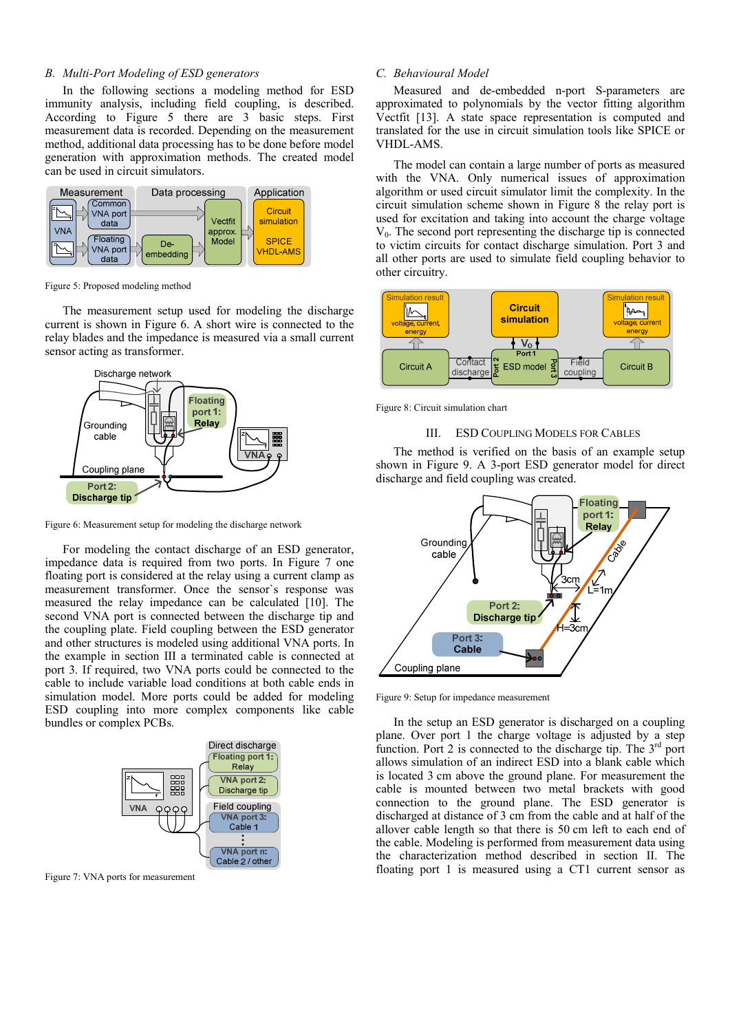## B. Multi-Port Modeling of ESD generators

In the following sections a modeling method for ESD immunity analysis, including field coupling, is described. According to Figure 5 there are 3 basic steps. First measurement data is recorded. Depending on the measurement method, additional data processing has to be done before model generation with approximation methods. The created model can be used in circuit simulators.

Figure 5: Proposed modeling method

The measurement setup used for modeling the discharge current is shown in Figure 6. A short wire is connected to the relay blades and the impedance is measured via a small current sensor acting as transformer.

Figure 6: Measurement setup for modeling the discharge network

For modeling the contact discharge of an ESD generator, impedance data is required from two ports. In Figure 7 one floating port is considered at the relay using a current clamp as measurement transformer. Once the sensor`s response was measured the relay impedance can be calculated [10]. The second VNA port is connected between the discharge tip and the coupling plate. Field coupling between the ESD generator and other structures is modeled using additional VNA ports. In the example in section III a terminated cable is connected at port 3. If required, two VNA ports could be connected to the cable to include variable load conditions at both cable ends in simulation model. More ports could be added for modeling ESD coupling into more complex components like cable bundles or complex PCBs.

Figure 7: VNA ports for measurement

## C. Behavioural Model

Measured and de-embedded n-port S-parameters are approximated to polynomials by the vector fitting algorithm Vectfit [13]. A state space representation is computed and translated for the use in circuit simulation tools like SPICE or VHDL-AMS.

The model can contain a large number of ports as measured with the VNA. Only numerical issues of approximation algorithm or used circuit simulator limit the complexity. In the circuit simulation scheme shown in Figure 8 the relay port is used for excitation and taking into account the charge voltage $V_0$. The second port representing the discharge tip is connected to victim circuits for contact discharge simulation. Port 3 and all other ports are used to simulate field coupling behavior to other circuitry.

Figure 8: Circuit simulation chart

# III. ESD Coupling Models for Cables

The method is verified on the basis of an example setup shown in Figure 9. A 3-port ESD generator model for direct discharge and field coupling was created.

Figure 9: Setup for impedance measurement

In the setup an ESD generator is discharged on a coupling plane. Over port 1 the charge voltage is adjusted by a step function. Port 2 is connected to the discharge tip. The 3rd port allows simulation of an indirect ESD into a blank cable which is located 3 cm above the ground plane. For measurement the cable is mounted between two metal brackets with good connection to the ground plane. The ESD generator is discharged at distance of 3 cm from the cable and at half of the allover cable length so that there is 50 cm left to each end of the cable. Modeling is performed from measurement data using the characterization method described in section II. The floating port 1 is measured using a CT1 current sensor as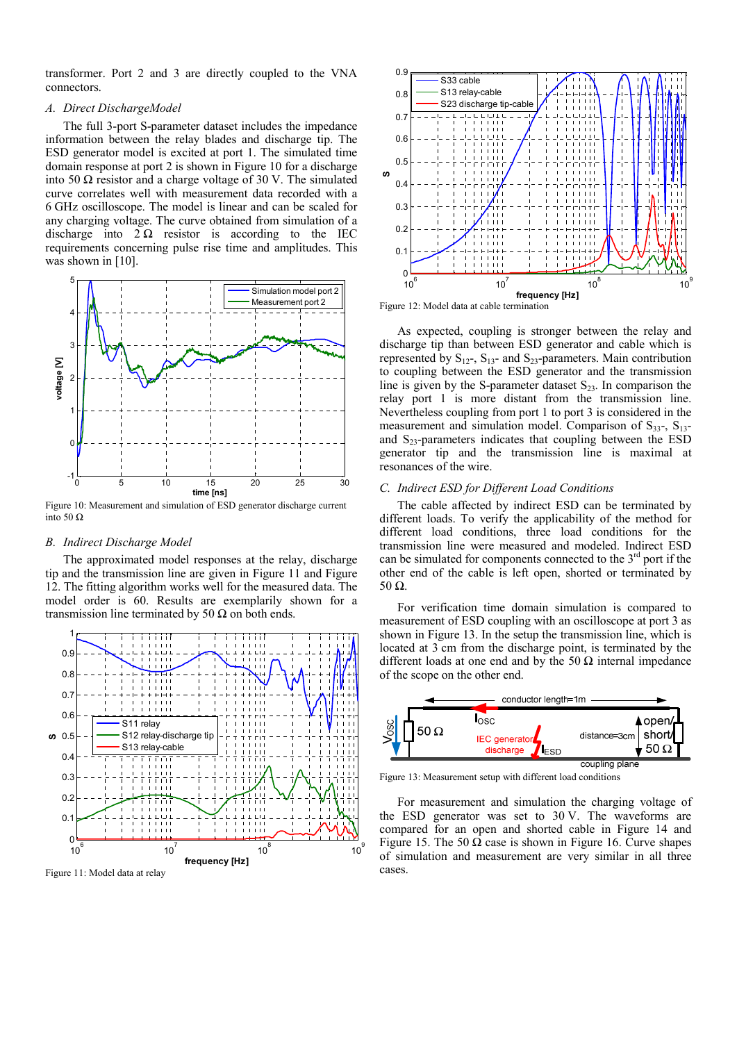transformer. Port 2 and 3 are directly coupled to the VNA connectors.

### A. Direct DischargeModel

The full 3-port S-parameter dataset includes the impedance information between the relay blades and discharge tip. The ESD generator model is excited at port 1. The simulated time domain response at port 2 is shown in Figure 10 for a discharge into 50 Ω resistor and a charge voltage of 30 V. The simulated curve correlates well with measurement data recorded with a 6 GHz oscilloscope. The model is linear and can be scaled for any charging voltage. The curve obtained from simulation of a discharge into 2 Ω resistor is according to the IEC requirements concerning pulse rise time and amplitudes. This was shown in [10].

Figure 10: Measurement and simulation of ESD generator discharge current into 50 Ω

### B. Indirect Discharge Model

The approximated model responses at the relay, discharge tip and the transmission line are given in Figure 11 and Figure 12. The fitting algorithm works well for the measured data. The model order is 60. Results are exemplarily shown for a transmission line terminated by 50 Ω on both ends.

Figure 11: Model data at relay

Figure 12: Model data at cable termination

As expected, coupling is stronger between the relay and discharge tip than between ESD generator and cable which is represented by $S_{12}$-, $S_{13}$- and $S_{23}$-parameters. Main contribution to coupling between the ESD generator and the transmission line is given by the S-parameter dataset $S_{23}$. In comparison the relay port 1 is more distant from the transmission line. Nevertheless coupling from port 1 to port 3 is considered in the measurement and simulation model. Comparison of $S_{33}$-, $S_{13}$- and $S_{23}$-parameters indicates that coupling between the ESD generator tip and the transmission line is maximal at resonances of the wire.

### C. Indirect ESD for Different Load Conditions

The cable affected by indirect ESD can be terminated by different loads. To verify the applicability of the method for different load conditions, three load conditions for the transmission line were measured and modeled. Indirect ESD can be simulated for components connected to the 3rd port if the other end of the cable is left open, shorted or terminated by 50 Ω.

For verification time domain simulation is compared to measurement of ESD coupling with an oscilloscope at port 3 as shown in Figure 13. In the setup the transmission line, which is located at 3 cm from the discharge point, is terminated by the different loads at one end and by the 50 Ω internal impedance of the scope on the other end.

Figure 13: Measurement setup with different load conditions

For measurement and simulation the charging voltage of the ESD generator was set to 30 V. The waveforms are compared for an open and shorted cable in Figure 14 and Figure 15. The 50 Ω case is shown in Figure 16. Curve shapes of simulation and measurement are very similar in all three cases.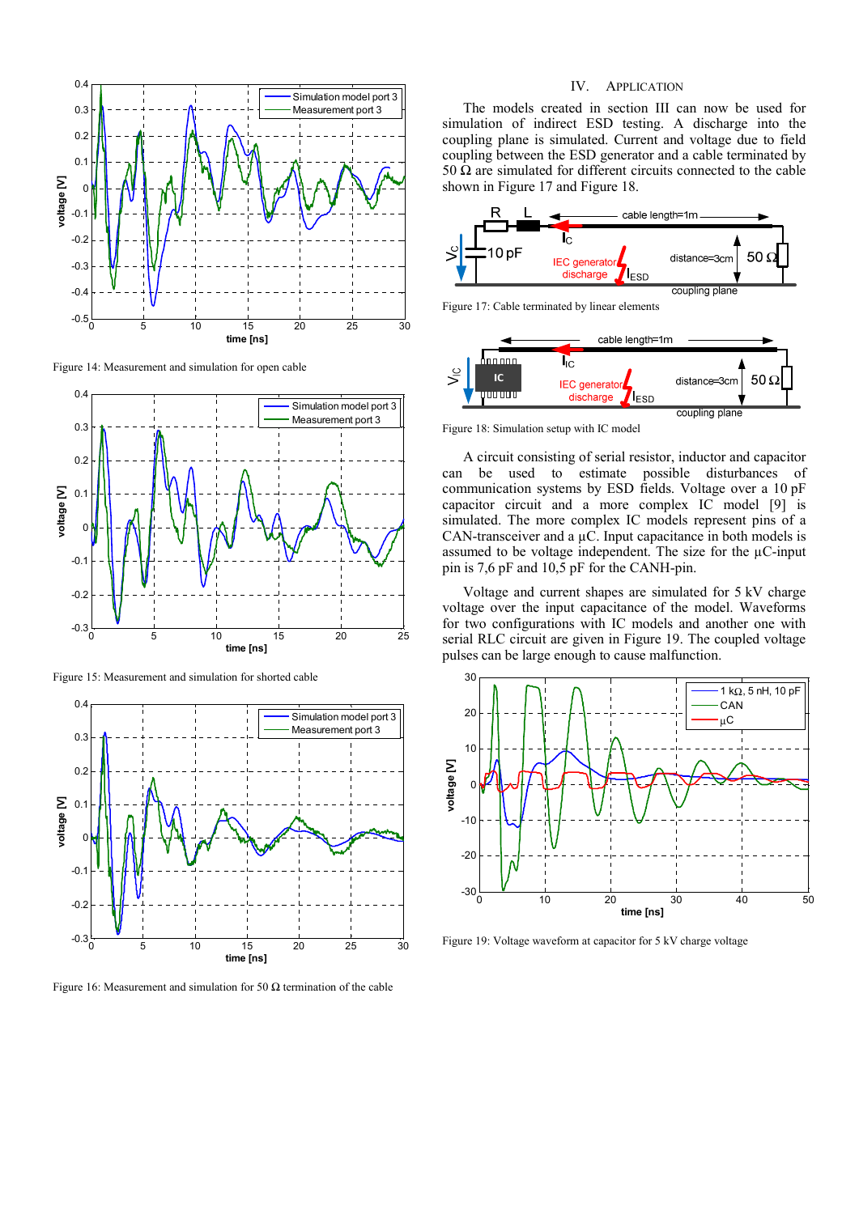Figure 14: Measurement and simulation for open cable

Figure 15: Measurement and simulation for shorted cable

Figure 16: Measurement and simulation for 50 Ω termination of the cable

## IV. APPLICATION

The models created in section III can now be used for simulation of indirect ESD testing. A discharge into the coupling plane is simulated. Current and voltage due to field coupling between the ESD generator and a cable terminated by 50 Ω are simulated for different circuits connected to the cable shown in Figure 17 and Figure 18.

Figure 17: Cable terminated by linear elements

Figure 18: Simulation setup with IC model

A circuit consisting of serial resistor, inductor and capacitor can be used to estimate possible disturbances of communication systems by ESD fields. Voltage over a 10 pF capacitor circuit and a more complex IC model [9] is simulated. The more complex IC models represent pins of a CAN-transceiver and a µC. Input capacitance in both models is assumed to be voltage independent. The size for the µC-input pin is 7,6 pF and 10,5 pF for the CANH-pin.

Voltage and current shapes are simulated for 5 kV charge voltage over the input capacitance of the model. Waveforms for two configurations with IC models and another one with serial RLC circuit are given in Figure 19. The coupled voltage pulses can be large enough to cause malfunction.

Figure 19: Voltage waveform at capacitor for 5 kV charge voltage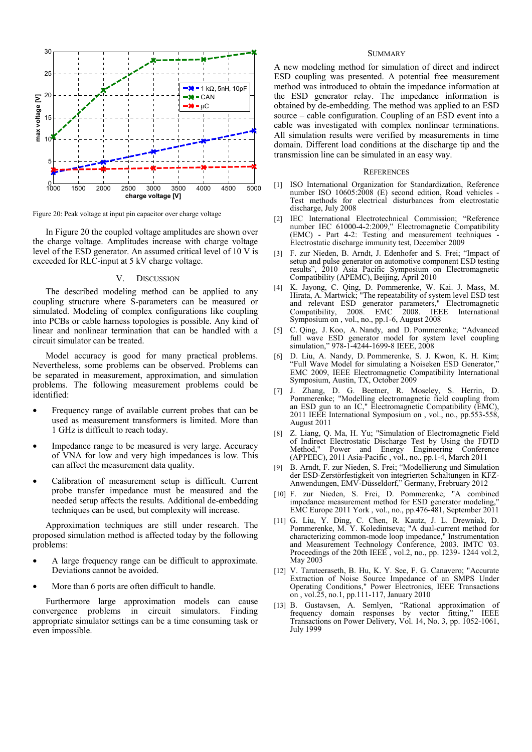30
25
20
15
10
5
0
max voltage [V]
1000 1500 2000 2500 3000 3500 4000 4500 5000
charge voltage [V]
1 kΩ, 5nH, 10pF
CAN
µC

Figure 20: Peak voltage at input pin capacitor over charge voltage

In Figure 20 the coupled voltage amplitudes are shown over the charge voltage. Amplitudes increase with charge voltage level of the ESD generator. An assumed critical level of 10 V is exceeded for RLC-input at 5 kV charge voltage.

## V. Discussion

The described modeling method can be applied to any coupling structure where S-parameters can be measured or simulated. Modeling of complex configurations like coupling into PCBs or cable harness topologies is possible. Any kind of linear and nonlinear termination that can be handled with a circuit simulator can be treated.

Model accuracy is good for many practical problems. Nevertheless, some problems can be observed. Problems can be separated in measurement, approximation, and simulation problems. The following measurement problems could be identified:

- Frequency range of available current probes that can be used as measurement transformers is limited. More than 1 GHz is difficult to reach today.
- Impedance range to be measured is very large. Accuracy of VNA for low and very high impedances is low. This can affect the measurement data quality.
- Calibration of measurement setup is difficult. Current probe transfer impedance must be measured and the needed setup affects the results. Additional de-embedding techniques can be used, but complexity will increase.

Approximation techniques are still under research. The proposed simulation method is affected today by the following problems:

- A large frequency range can be difficult to approximate. Deviations cannot be avoided.
- More than 6 ports are often difficult to handle.

Furthermore large approximation models can cause convergence problems in circuit simulators. Finding appropriate simulator settings can be a time consuming task or even impossible.

## Summary

A new modeling method for simulation of direct and indirect ESD coupling was presented. A potential free measurement method was introduced to obtain the impedance information at the ESD generator relay. The impedance information is obtained by de-embedding. The method was applied to an ESD source – cable configuration. Coupling of an ESD event into a cable was investigated with complex nonlinear terminations. All simulation results were verified by measurements in time domain. Different load conditions at the discharge tip and the transmission line can be simulated in an easy way.

## References

[1] ISO International Organization for Standardization, Reference number ISO 10605:2008 (E) second edition, Road vehicles - Test methods for electrical disturbances from electrostatic discharge, July 2008

[2] IEC International Electrotechnical Commission; "Reference number IEC 61000-4-2:2009," Electromagnetic Compatibility (EMC) - Part 4-2: Testing and measurement techniques - Electrostatic discharge immunity test, December 2009

[3] F. zur Nieden, B. Arndt, J. Edenhofer and S. Frei; "Impact of setup and pulse generator on automotive component ESD testing results", 2010 Asia Pacific Symposium on Electromagnetic Compatibility (APEMC), Beijing, April 2010

[4] K. Jayong, C. Qing, D. Pommerenke, W. Kai. J. Mass, M. Hirata, A. Martwick; "The repeatability of system level ESD test and relevant ESD generator parameters," Electromagnetic Compatibility, 2008. EMC 2008. IEEE International Symposium on , vol., no., pp.1-6, August 2008

[5] C. Qing, J. Koo, A. Nandy, and D. Pommerenke; "Advanced full wave ESD generator model for system level coupling simulation," 978-1-4244-1699-8 IEEE, 2008

[6] D. Liu, A. Nandy, D. Pommerenke, S. J. Kwon, K. H. Kim; "Full Wave Model for simulating a Noiseken ESD Generator," EMC 2009, IEEE Electromagnetic Compatibility International Symposium, Austin, TX, October 2009

[7] J. Zhang, D. G. Beetner, R. Moseley, S. Herrin, D. Pommerenke; "Modelling electromagnetic field coupling from an ESD gun to an IC," Electromagnetic Compatibility (EMC), 2011 IEEE International Symposium on , vol., no., pp.553-558, August 2011

[8] Z. Liang, Q. Ma, H. Yu; "Simulation of Electromagnetic Field of Indirect Electrostatic Discharge Test by Using the FDTD Method," Power and Energy Engineering Conference (APPEEC), 2011 Asia-Pacific , vol., no., pp.1-4, March 2011

[9] B. Arndt, F. zur Nieden, S. Frei; "Modellierung und Simulation der ESD-Zerstörfestigkeit von integrierten Schaltungen in KFZ-Anwendungen, EMV-Düsseldorf," Germany, Frebruary 2012

[10] F. zur Nieden, S. Frei, D. Pommerenke; "A combined impedance measurement method for ESD generator modeling," EMC Europe 2011 York , vol., no., pp.476-481, September 2011

[11] G. Liu, Y. Ding, C. Chen, R. Kautz, J. L. Drewniak, D. Pommerenke, M. Y. Koledintseva; "A dual-current method for characterizing common-mode loop impedance," Instrumentation and Measurement Technology Conference, 2003. IMTC '03. Proceedings of the 20th IEEE , vol.2, no., pp. 1239- 1244 vol.2, May 2003

[12] V. Tarateeraseth, B. Hu, K. Y. See, F. G. Canavero; "Accurate Extraction of Noise Source Impedance of an SMPS Under Operating Conditions," Power Electronics, IEEE Transactions on , vol.25, no.1, pp.111-117, January 2010

[13] B. Gustavsen, A. Semlyen, "Rational approximation of frequency domain responses by vector fitting," IEEE Transactions on Power Delivery, Vol. 14, No. 3, pp. 1052-1061, July 1999